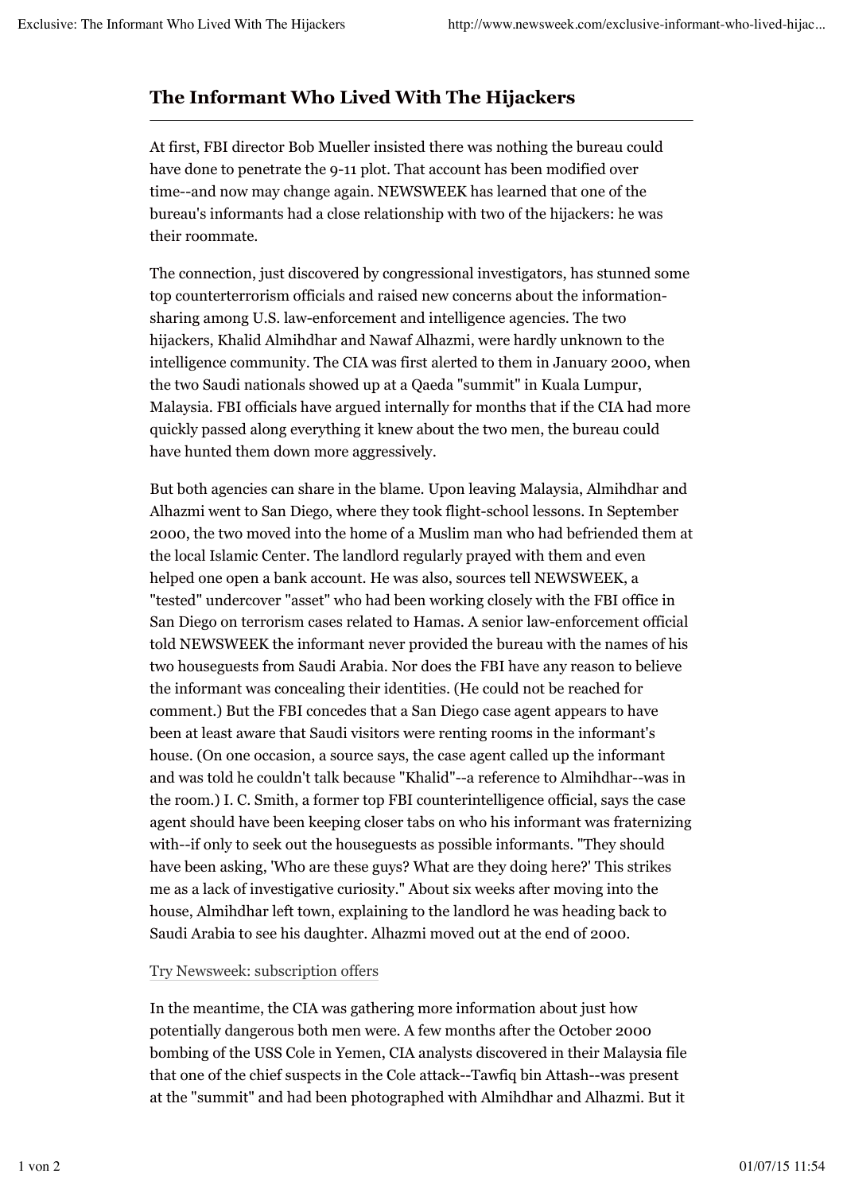# The Informant Who Lived With The Hijackers

At first, FBI director Bob Mueller insisted there was nothing the bureau could have done to penetrate the 9-11 plot. That account has been modified over time--and now may change again. NEWSWEEK has learned that one of the bureau's informants had a close relationship with two of the hijackers: he was their roommate.

The connection, just discovered by congressional investigators, has stunned some top counterterrorism officials and raised new concerns about the information-sharing among U.S. law-enforcement and intelligence agencies. The two hijackers, Khalid Almihdhar and Nawaf Alhazmi, were hardly unknown to the intelligence community. The CIA was first alerted to them in January 2000, when the two Saudi nationals showed up at a Qaeda "summit" in Kuala Lumpur, Malaysia. FBI officials have argued internally for months that if the CIA had more quickly passed along everything it knew about the two men, the bureau could have hunted them down more aggressively.

But both agencies can share in the blame. Upon leaving Malaysia, Almihdhar and Alhazmi went to San Diego, where they took flight-school lessons. In September 2000, the two moved into the home of a Muslim man who had befriended them at the local Islamic Center. The landlord regularly prayed with them and even helped one open a bank account. He was also, sources tell NEWSWEEK, a "tested" undercover "asset" who had been working closely with the FBI office in San Diego on terrorism cases related to Hamas. A senior law-enforcement official told NEWSWEEK the informant never provided the bureau with the names of his two houseguests from Saudi Arabia. Nor does the FBI have any reason to believe the informant was concealing their identities. (He could not be reached for comment.) But the FBI concedes that a San Diego case agent appears to have been at least aware that Saudi visitors were renting rooms in the informant's house. (On one occasion, a source says, the case agent called up the informant and was told he couldn't talk because "Khalid"--a reference to Almihdhar--was in the room.) I. C. Smith, a former top FBI counterintelligence official, says the case agent should have been keeping closer tabs on who his informant was fraternizing with--if only to seek out the houseguests as possible informants. "They should have been asking, 'Who are these guys? What are they doing here?' This strikes me as a lack of investigative curiosity." About six weeks after moving into the house, Almihdhar left town, explaining to the landlord he was heading back to Saudi Arabia to see his daughter. Alhazmi moved out at the end of 2000.

Try Newsweek: subscription offers

In the meantime, the CIA was gathering more information about just how potentially dangerous both men were. A few months after the October 2000 bombing of the USS Cole in Yemen, CIA analysts discovered in their Malaysia file that one of the chief suspects in the Cole attack--Tawfiq bin Attash--was present at the "summit" and had been photographed with Almihdhar and Alhazmi. But it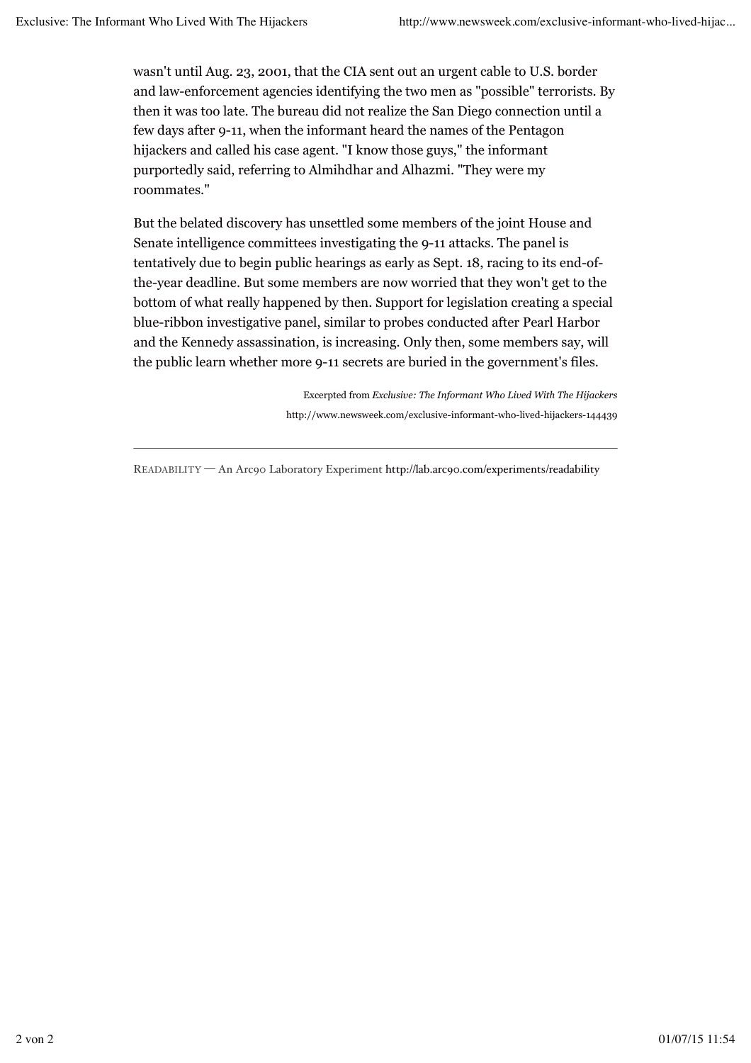wasn't until Aug. 23, 2001, that the CIA sent out an urgent cable to U.S. border and law-enforcement agencies identifying the two men as "possible" terrorists. By then it was too late. The bureau did not realize the San Diego connection until a few days after 9-11, when the informant heard the names of the Pentagon hijackers and called his case agent. "I know those guys," the informant purportedly said, referring to Almihdhar and Alhazmi. "They were my roommates."

But the belated discovery has unsettled some members of the joint House and Senate intelligence committees investigating the 9-11 attacks. The panel is tentatively due to begin public hearings as early as Sept. 18, racing to its end-of-the-year deadline. But some members are now worried that they won't get to the bottom of what really happened by then. Support for legislation creating a special blue-ribbon investigative panel, similar to probes conducted after Pearl Harbor and the Kennedy assassination, is increasing. Only then, some members say, will the public learn whether more 9-11 secrets are buried in the government's files.

Excerpted from *Exclusive: The Informant Who Lived With The Hijackers*
http://www.newsweek.com/exclusive-informant-who-lived-hijackers-144439

---

READABILITY — An Arc90 Laboratory Experiment http://lab.arc90.com/experiments/readability